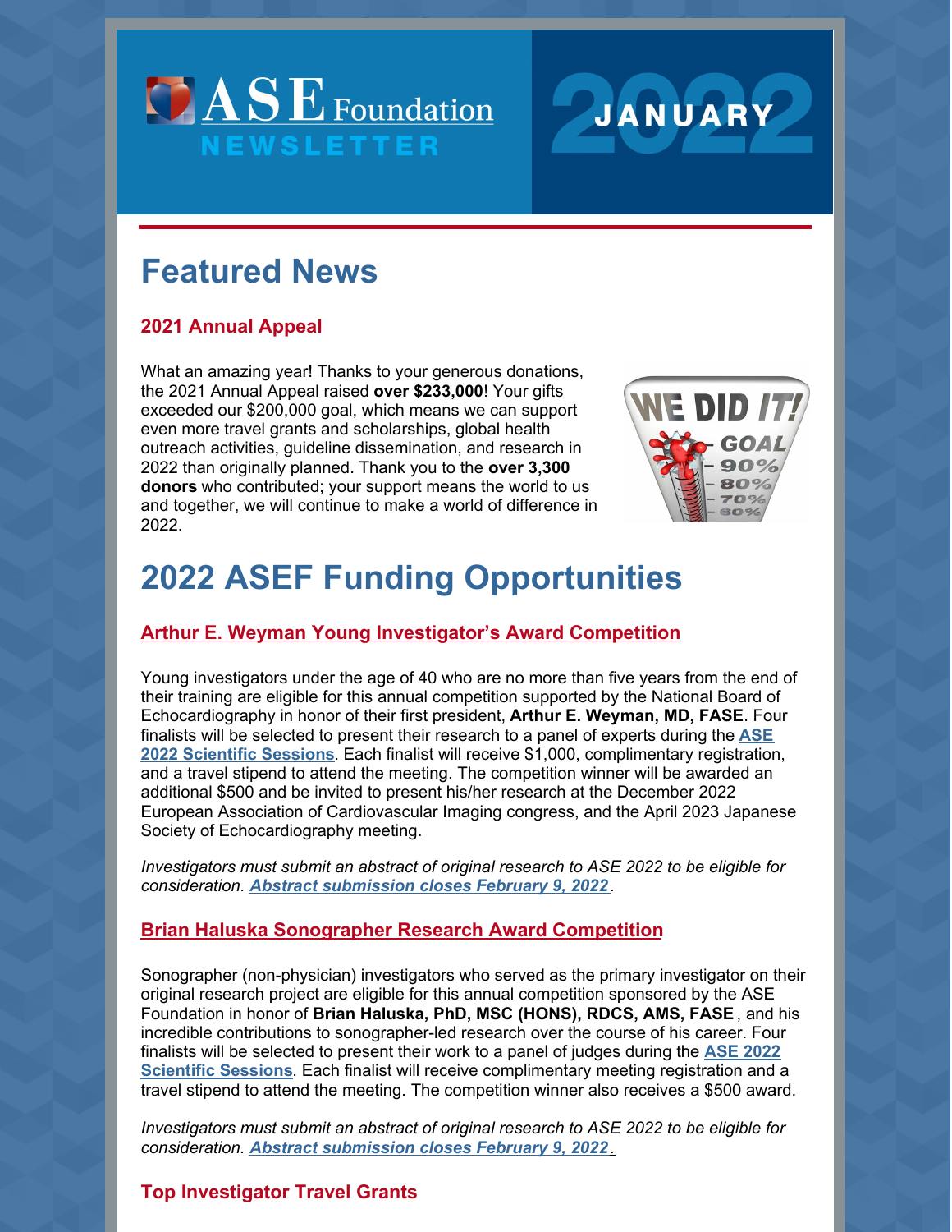# ASE Foundation NEWSLETTER

# JANUARY 2022

# Featured News

### 2021 Annual Appeal

What an amazing year! Thanks to your generous donations, the 2021 Annual Appeal raised **over $233,000**! Your gifts exceeded our $200,000 goal, which means we can support even more travel grants and scholarships, global health outreach activities, guideline dissemination, and research in 2022 than originally planned. Thank you to the **over 3,300 donors** who contributed; your support means the world to us and together, we will continue to make a world of difference in 2022.

# 2022 ASEF Funding Opportunities

### Arthur E. Weyman Young Investigator's Award Competition

Young investigators under the age of 40 who are no more than five years from the end of their training are eligible for this annual competition supported by the National Board of Echocardiography in honor of their first president, **Arthur E. Weyman, MD, FASE**. Four finalists will be selected to present their research to a panel of experts during the **ASE 2022 Scientific Sessions**. Each finalist will receive $1,000, complimentary registration, and a travel stipend to attend the meeting. The competition winner will be awarded an additional $500 and be invited to present his/her research at the December 2022 European Association of Cardiovascular Imaging congress, and the April 2023 Japanese Society of Echocardiography meeting.

*Investigators must submit an abstract of original research to ASE 2022 to be eligible for consideration.* ***Abstract submission closes February 9, 2022****.*

### Brian Haluska Sonographer Research Award Competition

Sonographer (non-physician) investigators who served as the primary investigator on their original research project are eligible for this annual competition sponsored by the ASE Foundation in honor of **Brian Haluska, PhD, MSC (HONS), RDCS, AMS, FASE**, and his incredible contributions to sonographer-led research over the course of his career. Four finalists will be selected to present their work to a panel of judges during the **ASE 2022 Scientific Sessions**. Each finalist will receive complimentary meeting registration and a travel stipend to attend the meeting. The competition winner also receives a $500 award.

*Investigators must submit an abstract of original research to ASE 2022 to be eligible for consideration.* ***Abstract submission closes February 9, 2022****.*

### Top Investigator Travel Grants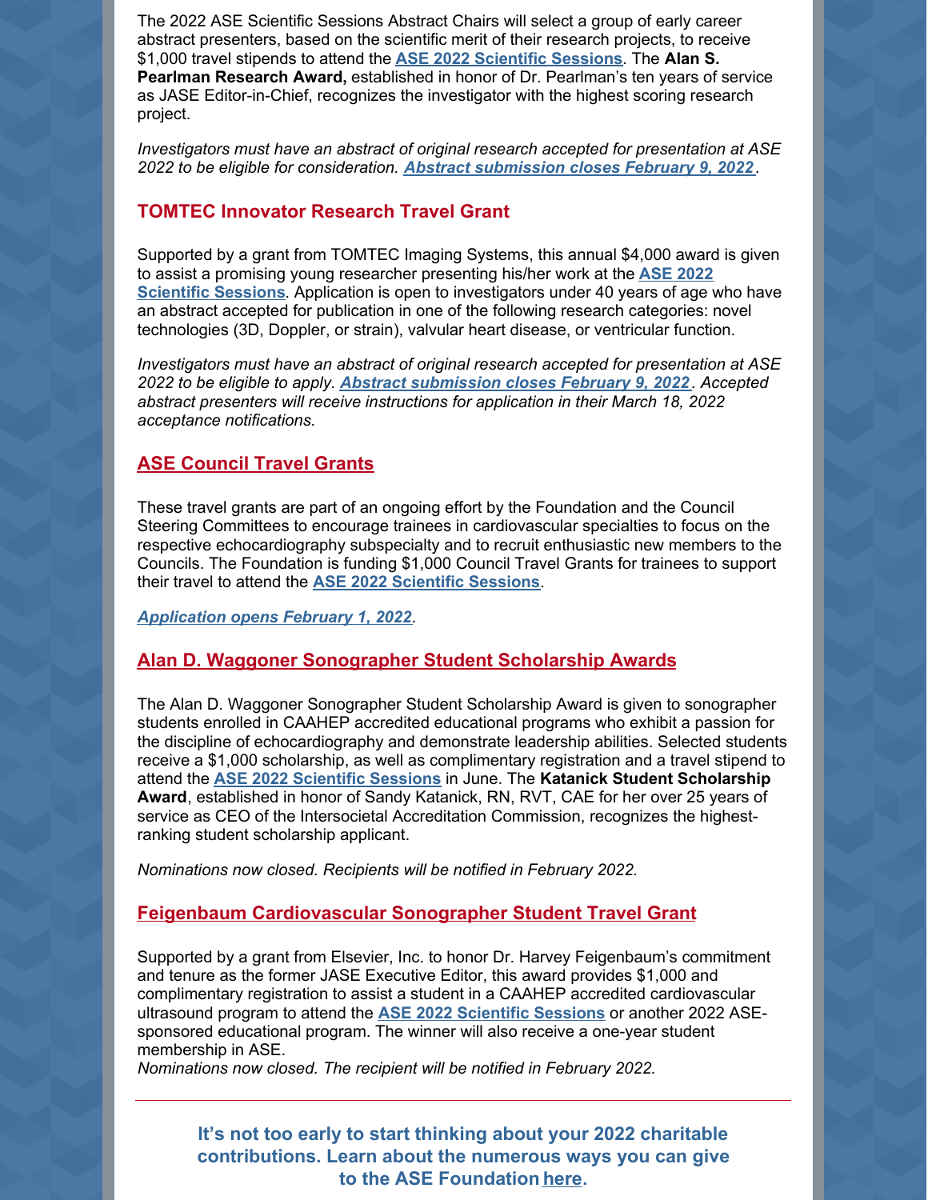The 2022 ASE Scientific Sessions Abstract Chairs will select a group of early career abstract presenters, based on the scientific merit of their research projects, to receive $1,000 travel stipends to attend the **ASE 2022 Scientific Sessions**. The **Alan S. Pearlman Research Award,** established in honor of Dr. Pearlman's ten years of service as JASE Editor-in-Chief, recognizes the investigator with the highest scoring research project.

*Investigators must have an abstract of original research accepted for presentation at ASE 2022 to be eligible for consideration.* ***Abstract submission closes February 9, 2022****.*

## TOMTEC Innovator Research Travel Grant

Supported by a grant from TOMTEC Imaging Systems, this annual $4,000 award is given to assist a promising young researcher presenting his/her work at the **ASE 2022 Scientific Sessions**. Application is open to investigators under 40 years of age who have an abstract accepted for publication in one of the following research categories: novel technologies (3D, Doppler, or strain), valvular heart disease, or ventricular function.

*Investigators must have an abstract of original research accepted for presentation at ASE 2022 to be eligible to apply.* ***Abstract submission closes February 9, 2022****. Accepted abstract presenters will receive instructions for application in their March 18, 2022 acceptance notifications.*

## ASE Council Travel Grants

These travel grants are part of an ongoing effort by the Foundation and the Council Steering Committees to encourage trainees in cardiovascular specialties to focus on the respective echocardiography subspecialty and to recruit enthusiastic new members to the Councils. The Foundation is funding $1,000 Council Travel Grants for trainees to support their travel to attend the **ASE 2022 Scientific Sessions**.

***Application opens February 1, 2022****.*

## Alan D. Waggoner Sonographer Student Scholarship Awards

The Alan D. Waggoner Sonographer Student Scholarship Award is given to sonographer students enrolled in CAAHEP accredited educational programs who exhibit a passion for the discipline of echocardiography and demonstrate leadership abilities. Selected students receive a $1,000 scholarship, as well as complimentary registration and a travel stipend to attend the **ASE 2022 Scientific Sessions** in June. The **Katanick Student Scholarship Award**, established in honor of Sandy Katanick, RN, RVT, CAE for her over 25 years of service as CEO of the Intersocietal Accreditation Commission, recognizes the highest-ranking student scholarship applicant.

*Nominations now closed. Recipients will be notified in February 2022.*

## Feigenbaum Cardiovascular Sonographer Student Travel Grant

Supported by a grant from Elsevier, Inc. to honor Dr. Harvey Feigenbaum's commitment and tenure as the former JASE Executive Editor, this award provides $1,000 and complimentary registration to assist a student in a CAAHEP accredited cardiovascular ultrasound program to attend the **ASE 2022 Scientific Sessions** or another 2022 ASE-sponsored educational program. The winner will also receive a one-year student membership in ASE.
*Nominations now closed. The recipient will be notified in February 2022.*

---

**It's not too early to start thinking about your 2022 charitable contributions. Learn about the numerous ways you can give to the ASE Foundation here.**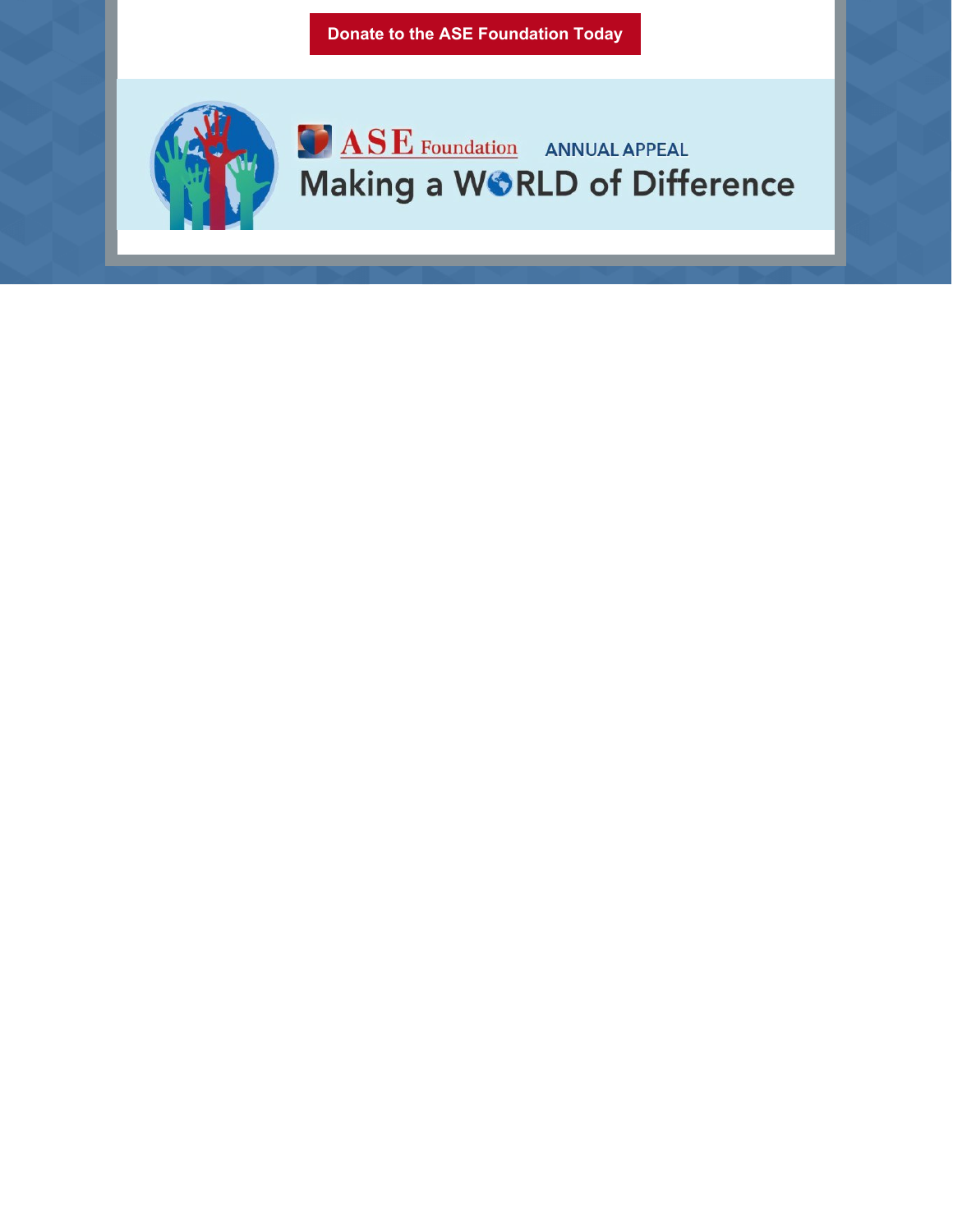**Donate to the ASE Foundation Today**

ASE Foundation ANNUAL APPEAL

Making a WORLD of Difference